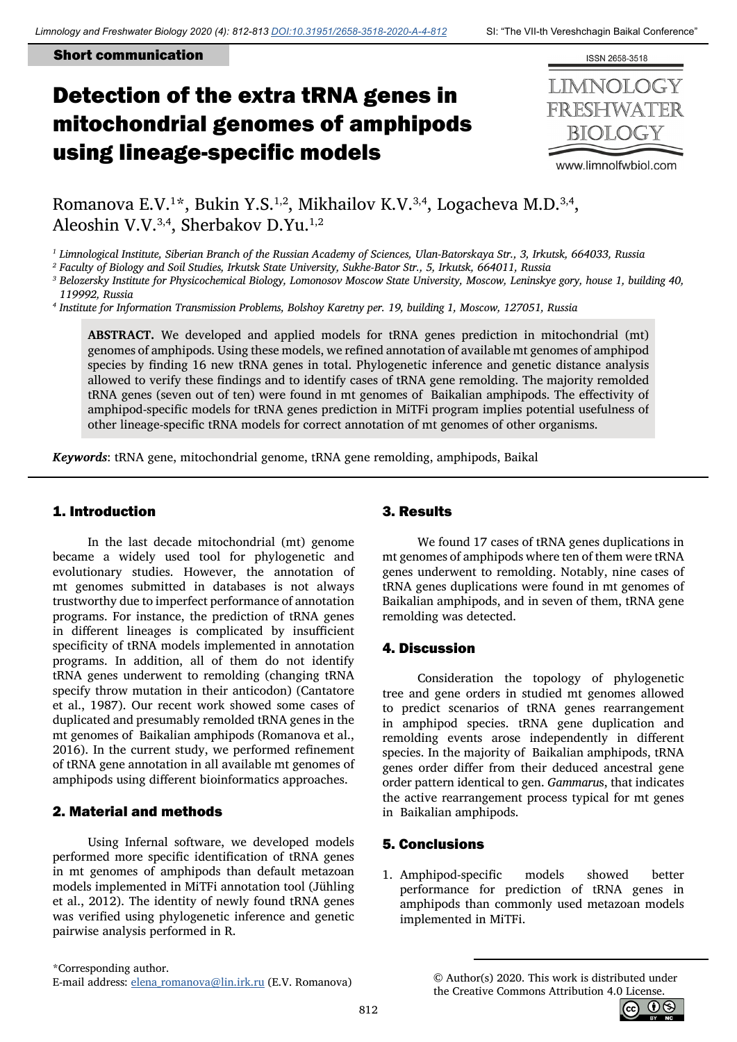**Short communication**

# Detection of the extra tRNA genes in mitochondrial genomes of amphipods using lineage-specific models

Romanova E.V.[1]*, Bukin Y.S.[1,2], Mikhailov K.V.[3,4], Logacheva M.D.[3,4], Aleoshin V.V.[3,4], Sherbakov D.Yu.[1,2]

[1] Limnological Institute, Siberian Branch of the Russian Academy of Sciences, Ulan-Batorskaya Str., 3, Irkutsk, 664033, Russia

[2] Faculty of Biology and Soil Studies, Irkutsk State University, Sukhe-Bator Str., 5, Irkutsk, 664011, Russia

[3] Belozersky Institute for Physicochemical Biology, Lomonosov Moscow State University, Moscow, Leninskye gory, house 1, building 40, 119992, Russia

[4] Institute for Information Transmission Problems, Bolshoy Karetny per. 19, building 1, Moscow, 127051, Russia

**ABSTRACT.** We developed and applied models for tRNA genes prediction in mitochondrial (mt) genomes of amphipods. Using these models, we refined annotation of available mt genomes of amphipod species by finding 16 new tRNA genes in total. Phylogenetic inference and genetic distance analysis allowed to verify these findings and to identify cases of tRNA gene remolding. The majority remolded tRNA genes (seven out of ten) were found in mt genomes of Baikalian amphipods. The effectivity of amphipod-specific models for tRNA genes prediction in MiTFi program implies potential usefulness of other lineage-specific tRNA models for correct annotation of mt genomes of other organisms.

*Keywords*: tRNA gene, mitochondrial genome, tRNA gene remolding, amphipods, Baikal

## 1. Introduction

In the last decade mitochondrial (mt) genome became a widely used tool for phylogenetic and evolutionary studies. However, the annotation of mt genomes submitted in databases is not always trustworthy due to imperfect performance of annotation programs. For instance, the prediction of tRNA genes in different lineages is complicated by insufficient specificity of tRNA models implemented in annotation programs. In addition, all of them do not identify tRNA genes underwent to remolding (changing tRNA specify throw mutation in their anticodon) (Cantatore et al., 1987). Our recent work showed some cases of duplicated and presumably remolded tRNA genes in the mt genomes of Baikalian amphipods (Romanova et al., 2016). In the current study, we performed refinement of tRNA gene annotation in all available mt genomes of amphipods using different bioinformatics approaches.

## 2. Material and methods

Using Infernal software, we developed models performed more specific identification of tRNA genes in mt genomes of amphipods than default metazoan models implemented in MiTFi annotation tool (Jühling et al., 2012). The identity of newly found tRNA genes was verified using phylogenetic inference and genetic pairwise analysis performed in R.

## 3. Results

We found 17 cases of tRNA genes duplications in mt genomes of amphipods where ten of them were tRNA genes underwent to remolding. Notably, nine cases of tRNA genes duplications were found in mt genomes of Baikalian amphipods, and in seven of them, tRNA gene remolding was detected.

## 4. Discussion

Consideration the topology of phylogenetic tree and gene orders in studied mt genomes allowed to predict scenarios of tRNA genes rearrangement in amphipod species. tRNA gene duplication and remolding events arose independently in different species. In the majority of Baikalian amphipods, tRNA genes order differ from their deduced ancestral gene order pattern identical to gen. *Gammarus*, that indicates the active rearrangement process typical for mt genes in Baikalian amphipods.

## 5. Conclusions

1. Amphipod-specific models showed better performance for prediction of tRNA genes in amphipods than commonly used metazoan models implemented in MiTFi.

*Corresponding author.
E-mail address: elena_romanova@lin.irk.ru (E.V. Romanova)

© Author(s) 2020. This work is distributed under the Creative Commons Attribution 4.0 License.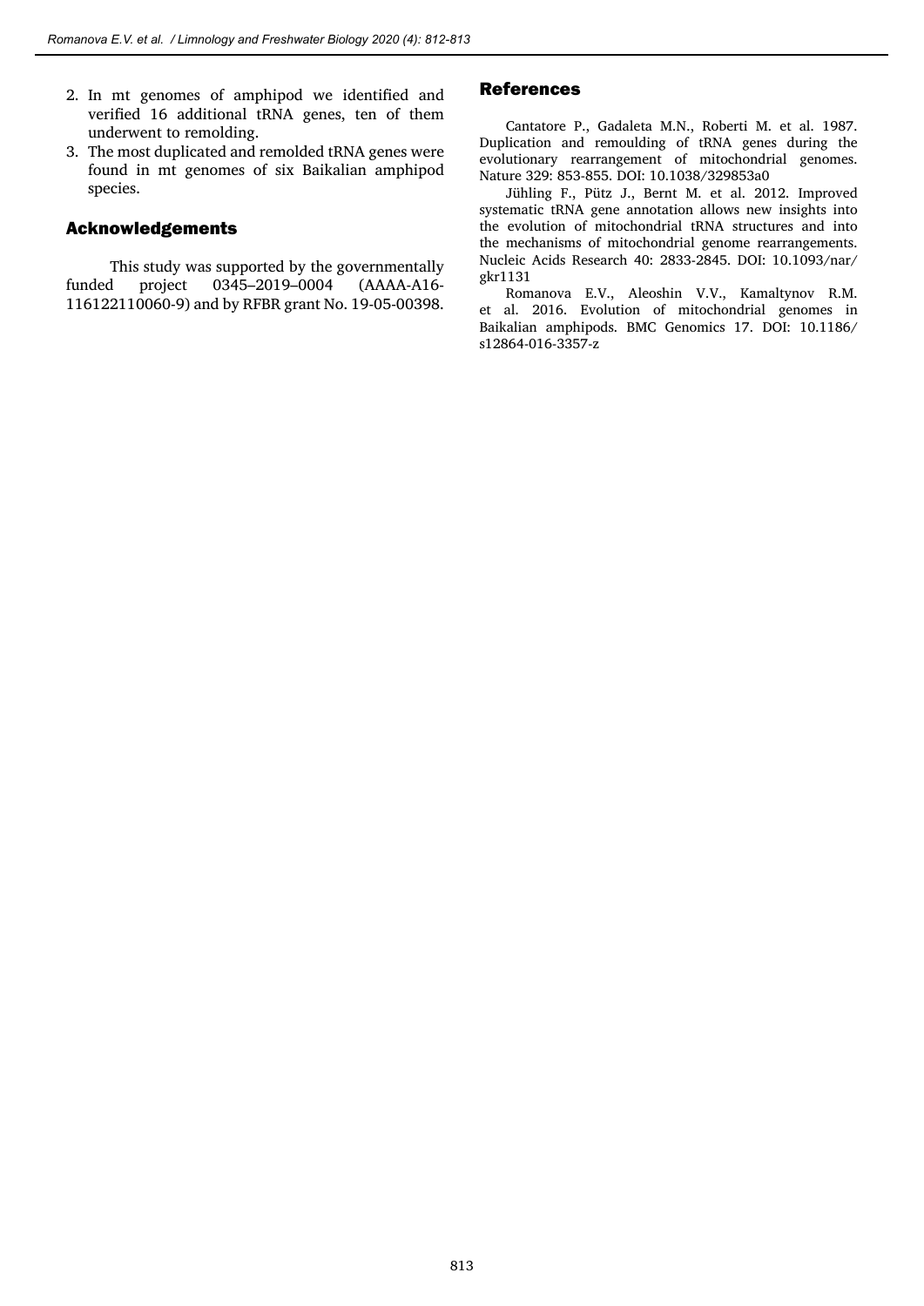2. In mt genomes of amphipod we identified and verified 16 additional tRNA genes, ten of them underwent to remolding.
3. The most duplicated and remolded tRNA genes were found in mt genomes of six Baikalian amphipod species.

## Acknowledgements

This study was supported by the governmentally funded project 0345–2019–0004 (AAAA-A16-116122110060-9) and by RFBR grant No. 19-05-00398.

## References

Cantatore P., Gadaleta M.N., Roberti M. et al. 1987. Duplication and remoulding of tRNA genes during the evolutionary rearrangement of mitochondrial genomes. Nature 329: 853-855. DOI: 10.1038/329853a0

Jühling F., Pütz J., Bernt M. et al. 2012. Improved systematic tRNA gene annotation allows new insights into the evolution of mitochondrial tRNA structures and into the mechanisms of mitochondrial genome rearrangements. Nucleic Acids Research 40: 2833-2845. DOI: 10.1093/nar/gkr1131

Romanova E.V., Aleoshin V.V., Kamaltynov R.M. et al. 2016. Evolution of mitochondrial genomes in Baikalian amphipods. BMC Genomics 17. DOI: 10.1186/s12864-016-3357-z